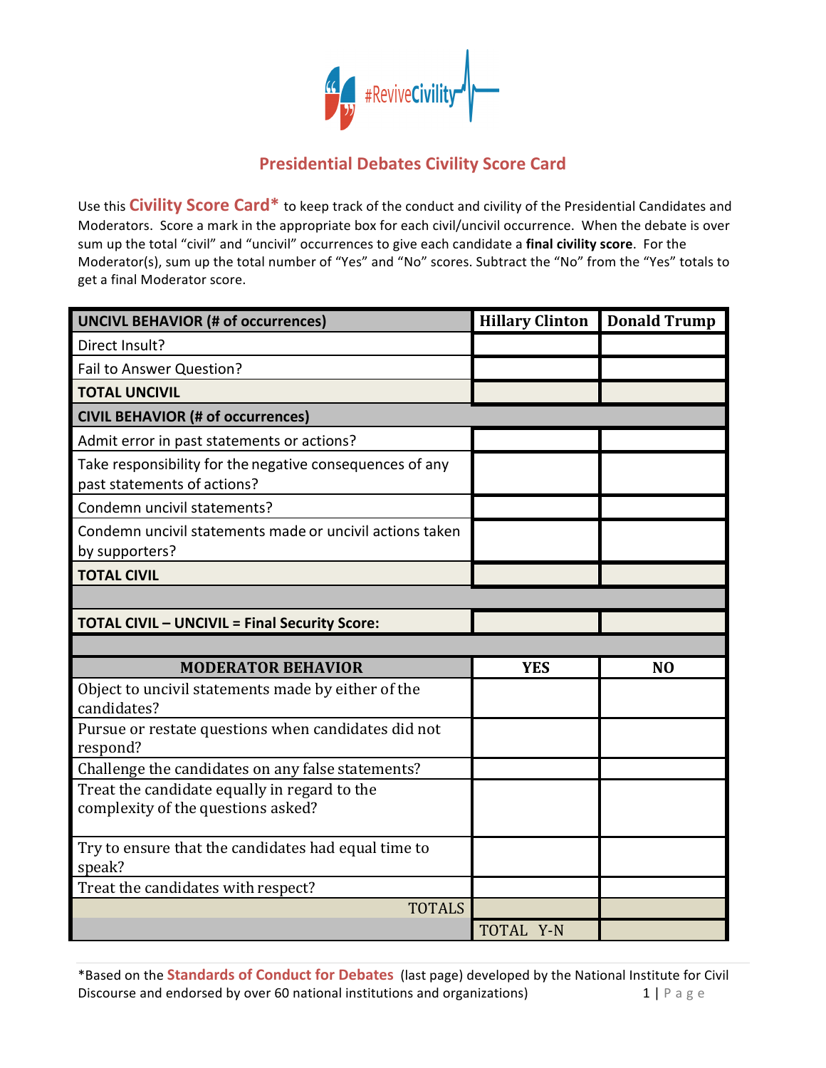#ReviveCivility

# Presidential Debates Civility Score Card

Use this **Civility Score Card*** to keep track of the conduct and civility of the Presidential Candidates and Moderators. Score a mark in the appropriate box for each civil/uncivil occurrence. When the debate is over sum up the total "civil" and "uncivil" occurrences to give each candidate a **final civility score**. For the Moderator(s), sum up the total number of "Yes" and "No" scores. Subtract the "No" from the "Yes" totals to get a final Moderator score.

| **UNCIVL BEHAVIOR (# of occurrences)** | **Hillary Clinton** | **Donald Trump** |
|---|---|---|
| Direct Insult? | | |
| Fail to Answer Question? | | |
| **TOTAL UNCIVIL** | | |
| **CIVIL BEHAVIOR (# of occurrences)** | | |
| Admit error in past statements or actions? | | |
| Take responsibility for the negative consequences of any past statements of actions? | | |
| Condemn uncivil statements? | | |
| Condemn uncivil statements made or uncivil actions taken by supporters? | | |
| **TOTAL CIVIL** | | |
| | | |
| **TOTAL CIVIL – UNCIVIL = Final Security Score:** | | |
| | | |
| **MODERATOR BEHAVIOR** | **YES** | **NO** |
| Object to uncivil statements made by either of the candidates? | | |
| Pursue or restate questions when candidates did not respond? | | |
| Challenge the candidates on any false statements? | | |
| Treat the candidate equally in regard to the complexity of the questions asked? | | |
| Try to ensure that the candidates had equal time to speak? | | |
| Treat the candidates with respect? | | |
| TOTALS | | |
| | TOTAL Y-N | |

*Based on the **Standards of Conduct for Debates** (last page) developed by the National Institute for Civil Discourse and endorsed by over 60 national institutions and organizations)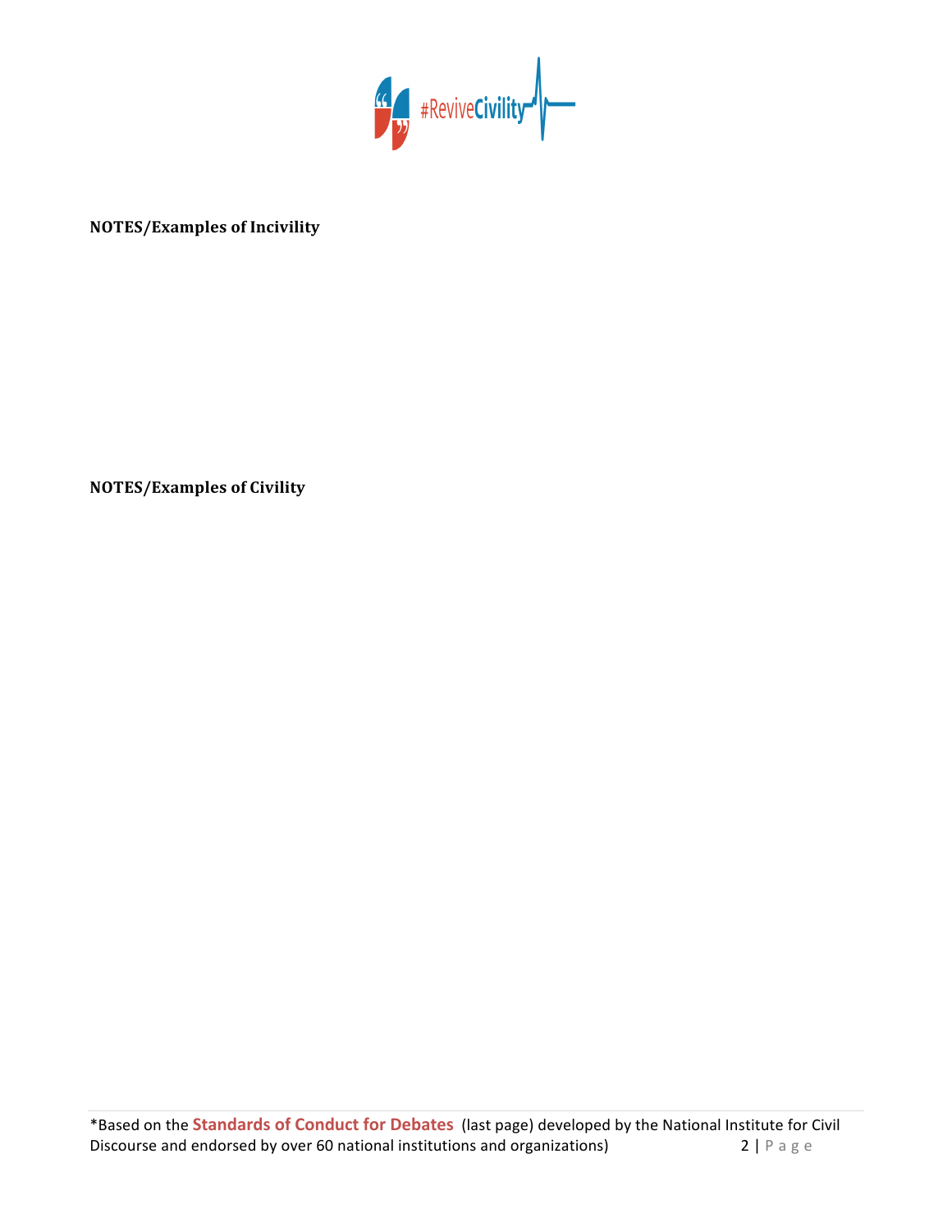**NOTES/Examples of Incivility**

**NOTES/Examples of Civility**

*Based on the **Standards of Conduct for Debates** (last page) developed by the National Institute for Civil Discourse and endorsed by over 60 national institutions and organizations)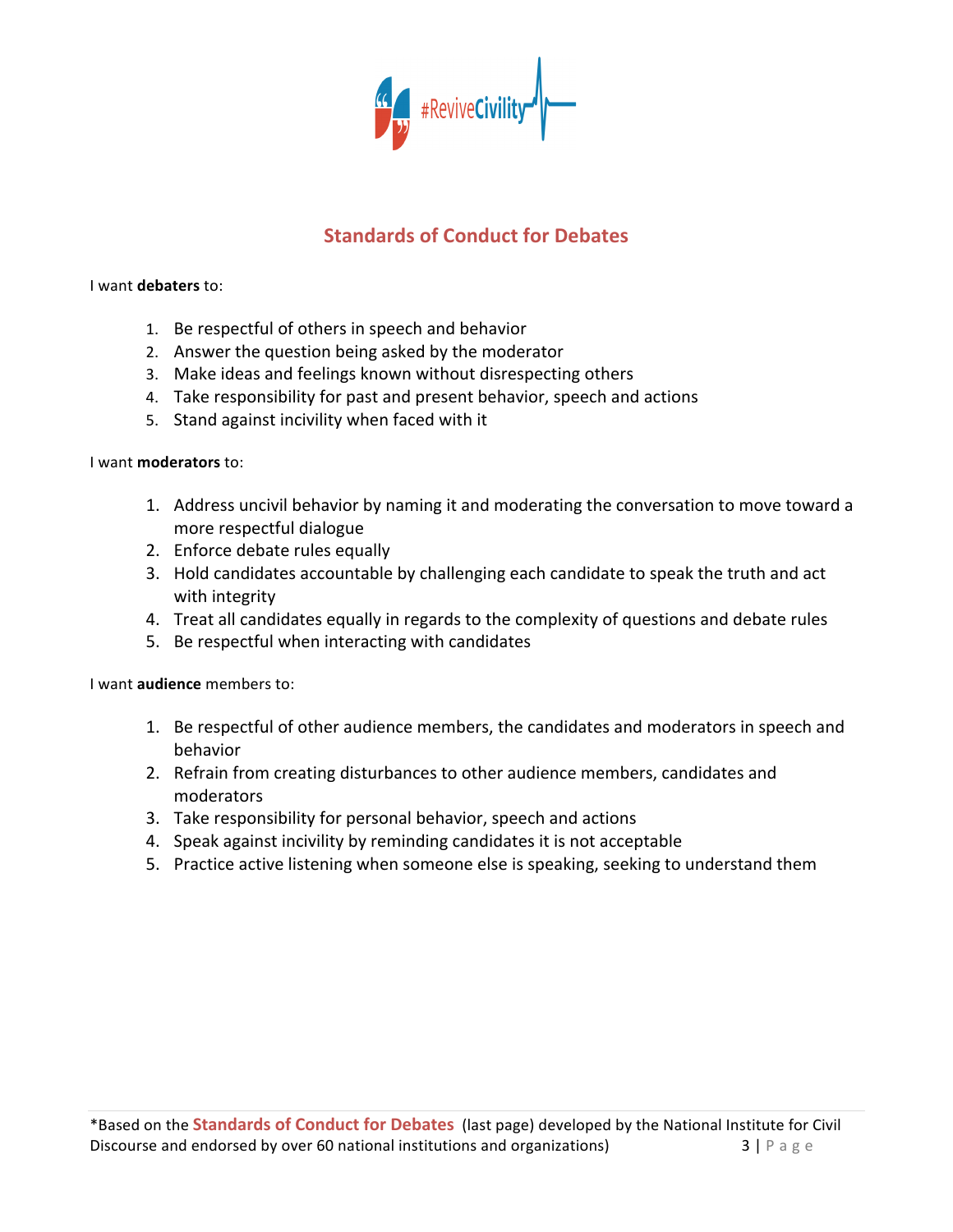#ReviveCivility

## Standards of Conduct for Debates

I want **debaters** to:

1. Be respectful of others in speech and behavior
2. Answer the question being asked by the moderator
3. Make ideas and feelings known without disrespecting others
4. Take responsibility for past and present behavior, speech and actions
5. Stand against incivility when faced with it

I want **moderators** to:

1. Address uncivil behavior by naming it and moderating the conversation to move toward a more respectful dialogue
2. Enforce debate rules equally
3. Hold candidates accountable by challenging each candidate to speak the truth and act with integrity
4. Treat all candidates equally in regards to the complexity of questions and debate rules
5. Be respectful when interacting with candidates

I want **audience** members to:

1. Be respectful of other audience members, the candidates and moderators in speech and behavior
2. Refrain from creating disturbances to other audience members, candidates and moderators
3. Take responsibility for personal behavior, speech and actions
4. Speak against incivility by reminding candidates it is not acceptable
5. Practice active listening when someone else is speaking, seeking to understand them

*Based on the **Standards of Conduct for Debates** (last page) developed by the National Institute for Civil Discourse and endorsed by over 60 national institutions and organizations)